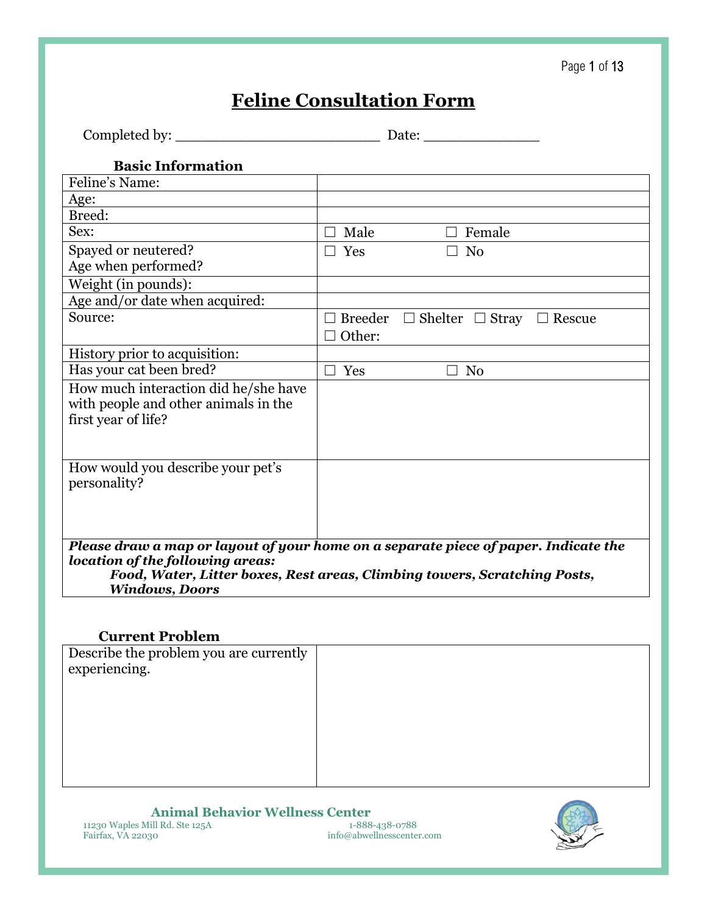# Feline Consultation Form

Completed by: ________________________ Date: ______________

**Basic Information**

| | |
|---|---|
| Feline's Name: | |
| Age: | |
| Breed: | |
| Sex: | ☐ Male ☐ Female |
| Spayed or neutered?<br>Age when performed? | ☐ Yes ☐ No |
| Weight (in pounds): | |
| Age and/or date when acquired: | |
| Source: | ☐ Breeder ☐ Shelter ☐ Stray ☐ Rescue<br>☐ Other: |
| History prior to acquisition: | |
| Has your cat been bred? | ☐ Yes ☐ No |
| How much interaction did he/she have with people and other animals in the first year of life? | |
| How would you describe your pet's personality? | |

***Please draw a map or layout of your home on a separate piece of paper. Indicate the location of the following areas:***
***Food, Water, Litter boxes, Rest areas, Climbing towers, Scratching Posts, Windows, Doors***

**Current Problem**

| | |
|---|---|
| Describe the problem you are currently experiencing. | |

**Animal Behavior Wellness Center**
11230 Waples Mill Rd. Ste 125A
Fairfax, VA 22030
1-888-438-0788
info@abwellnesscenter.com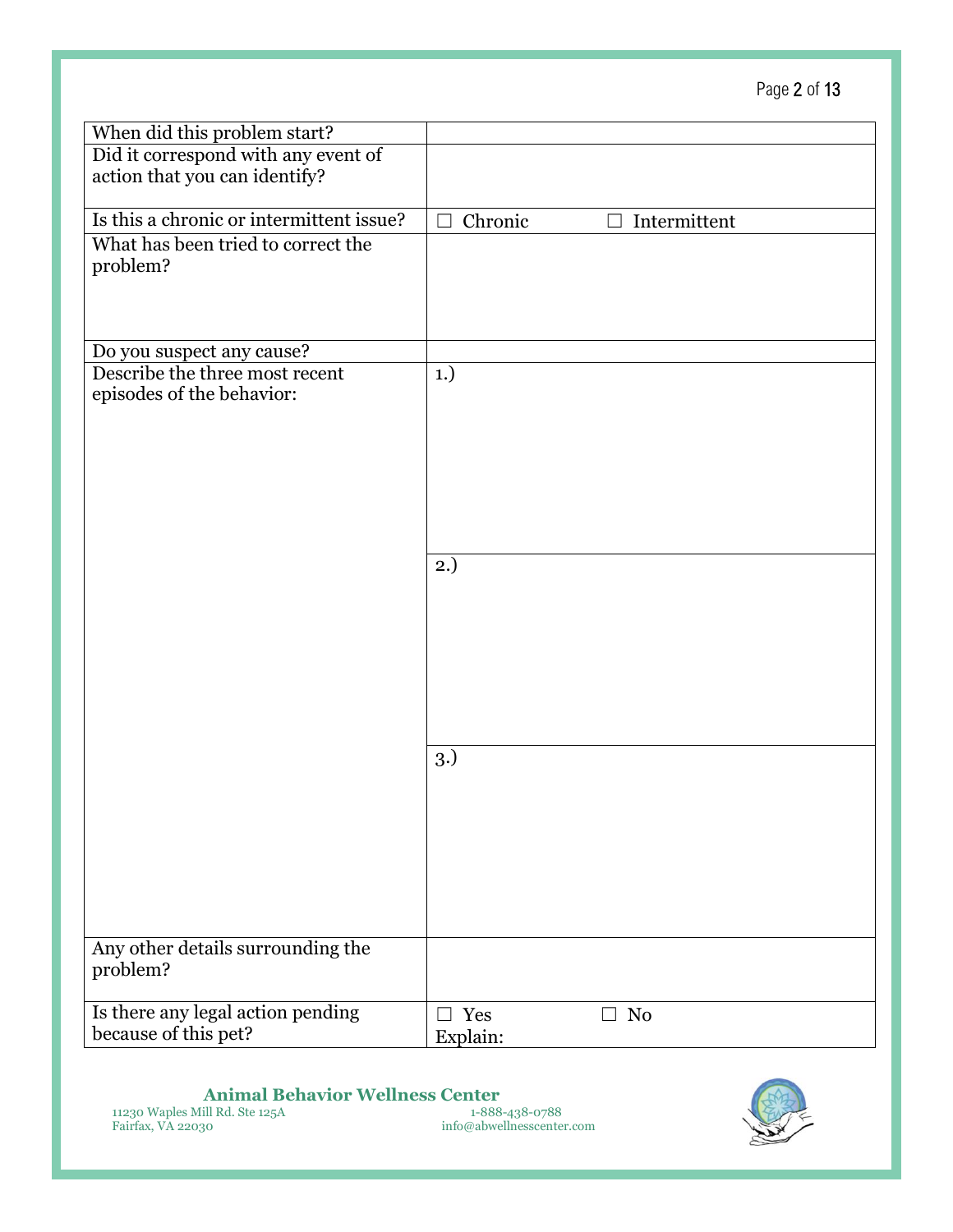| When did this problem start? | |
|---|---|
| Did it correspond with any event of action that you can identify? | |
| Is this a chronic or intermittent issue? | ☐ Chronic ☐ Intermittent |
| What has been tried to correct the problem? | |
| Do you suspect any cause? | |
| Describe the three most recent episodes of the behavior: | 1.) |
| | 2.) |
| | 3.) |
| Any other details surrounding the problem? | |
| Is there any legal action pending because of this pet? | ☐ Yes ☐ No<br>Explain: |

**Animal Behavior Wellness Center**
11230 Waples Mill Rd. Ste 125A
Fairfax, VA 22030
1-888-438-0788
info@abwellnesscenter.com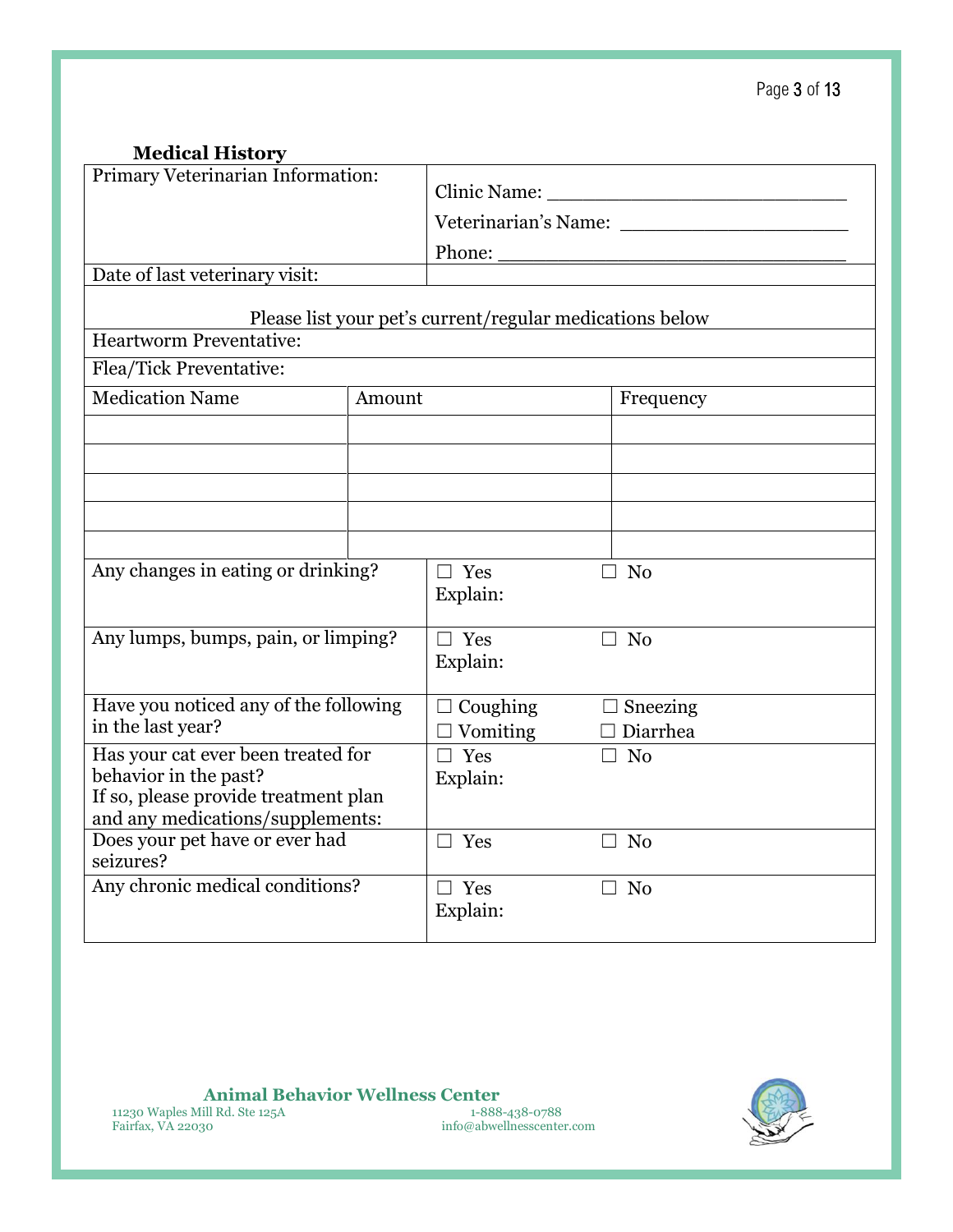### Medical History

| Primary Veterinarian Information: | Clinic Name: ___________________________ <br> Veterinarian's Name: _____________________ <br> Phone: __________________________________ |
|---|---|
| Date of last veterinary visit: | |

Please list your pet's current/regular medications below

| Heartworm Preventative: | | |
|---|---|---|
| Flea/Tick Preventative: | | |
| **Medication Name** | **Amount** | **Frequency** |
| | | |
| | | |
| | | |
| | | |
| | | |

| | | |
|---|---|---|
| Any changes in eating or drinking? | ☐ Yes <br> Explain: | ☐ No |
| Any lumps, bumps, pain, or limping? | ☐ Yes <br> Explain: | ☐ No |
| Have you noticed any of the following in the last year? | ☐ Coughing <br> ☐ Vomiting | ☐ Sneezing <br> ☐ Diarrhea |
| Has your cat ever been treated for behavior in the past? <br> If so, please provide treatment plan and any medications/supplements: | ☐ Yes <br> Explain: | ☐ No |
| Does your pet have or ever had seizures? | ☐ Yes | ☐ No |
| Any chronic medical conditions? | ☐ Yes <br> Explain: | ☐ No |

**Animal Behavior Wellness Center**
11230 Waples Mill Rd. Ste 125A
Fairfax, VA 22030
1-888-438-0788
info@abwellnesscenter.com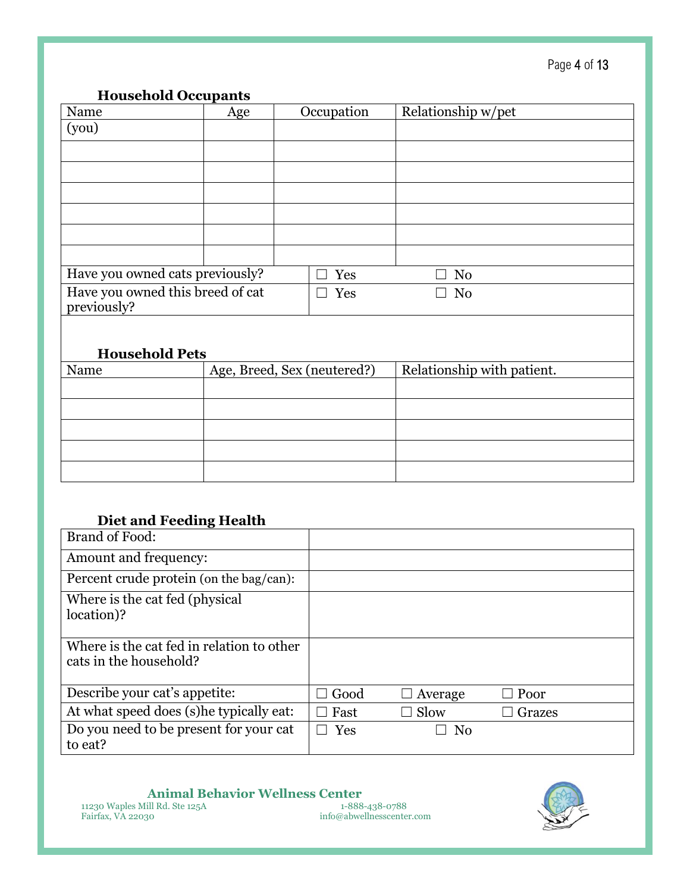### Household Occupants

| Name | Age | Occupation | Relationship w/pet |
|---|---|---|---|
| (you) | | | |
| | | | |
| | | | |
| | | | |
| | | | |
| | | | |
| | | | |

| | | |
|---|---|---|
| Have you owned cats previously? | ☐ Yes | ☐ No |
| Have you owned this breed of cat previously? | ☐ Yes | ☐ No |

### Household Pets

| Name | Age, Breed, Sex (neutered?) | Relationship with patient. |
|---|---|---|
| | | |
| | | |
| | | |
| | | |
| | | |

### Diet and Feeding Health

| | | | |
|---|---|---|---|
| Brand of Food: | | | |
| Amount and frequency: | | | |
| Percent crude protein (on the bag/can): | | | |
| Where is the cat fed (physical location)? | | | |
| Where is the cat fed in relation to other cats in the household? | | | |
| Describe your cat's appetite: | ☐ Good | ☐ Average | ☐ Poor |
| At what speed does (s)he typically eat: | ☐ Fast | ☐ Slow | ☐ Grazes |
| Do you need to be present for your cat to eat? | ☐ Yes | ☐ No | |

**Animal Behavior Wellness Center**
11230 Waples Mill Rd. Ste 125A
Fairfax, VA 22030
1-888-438-0788
info@abwellnesscenter.com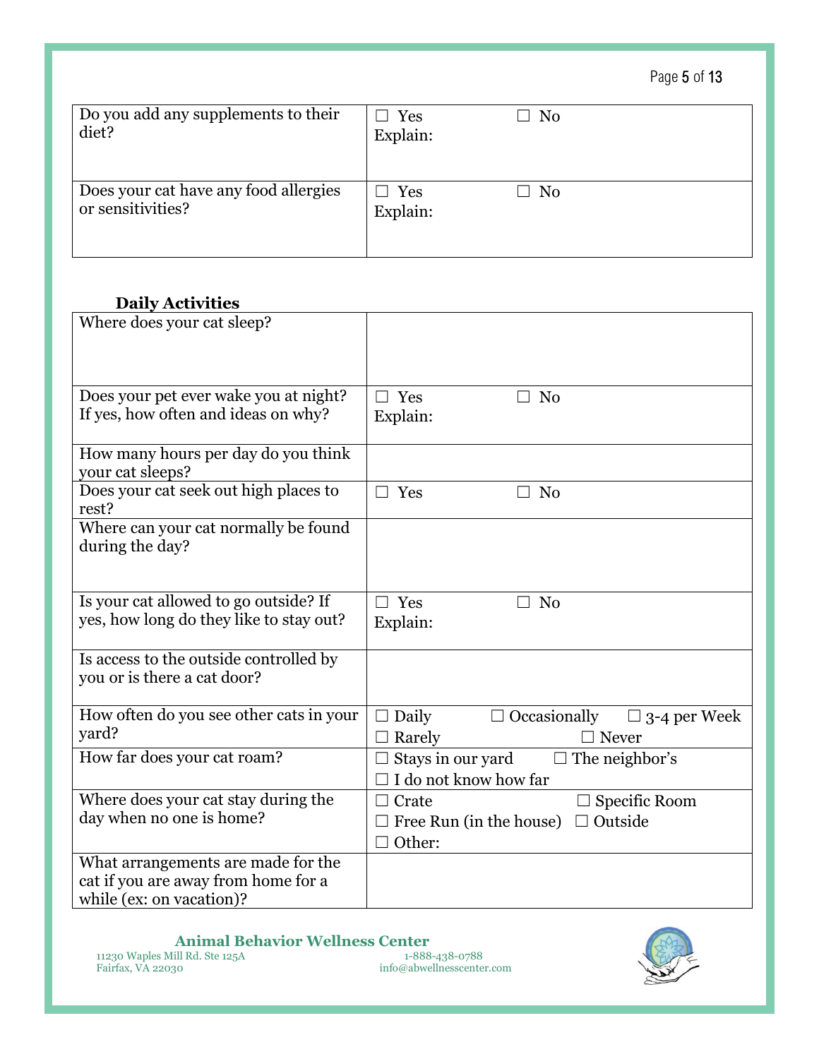| Do you add any supplements to their diet? | ☐ Yes ☐ No<br>Explain: |
|---|---|
| Does your cat have any food allergies or sensitivities? | ☐ Yes ☐ No<br>Explain: |

**Daily Activities**

| Where does your cat sleep? | |
|---|---|
| Does your pet ever wake you at night? If yes, how often and ideas on why? | ☐ Yes ☐ No<br>Explain: |
| How many hours per day do you think your cat sleeps? | |
| Does your cat seek out high places to rest? | ☐ Yes ☐ No |
| Where can your cat normally be found during the day? | |
| Is your cat allowed to go outside? If yes, how long do they like to stay out? | ☐ Yes ☐ No<br>Explain: |
| Is access to the outside controlled by you or is there a cat door? | |
| How often do you see other cats in your yard? | ☐ Daily ☐ Occasionally ☐ 3-4 per Week<br>☐ Rarely ☐ Never |
| How far does your cat roam? | ☐ Stays in our yard ☐ The neighbor's<br>☐ I do not know how far |
| Where does your cat stay during the day when no one is home? | ☐ Crate ☐ Specific Room<br>☐ Free Run (in the house) ☐ Outside<br>☐ Other: |
| What arrangements are made for the cat if you are away from home for a while (ex: on vacation)? | |

**Animal Behavior Wellness Center**
11230 Waples Mill Rd. Ste 125A
Fairfax, VA 22030
1-888-438-0788
info@abwellnesscenter.com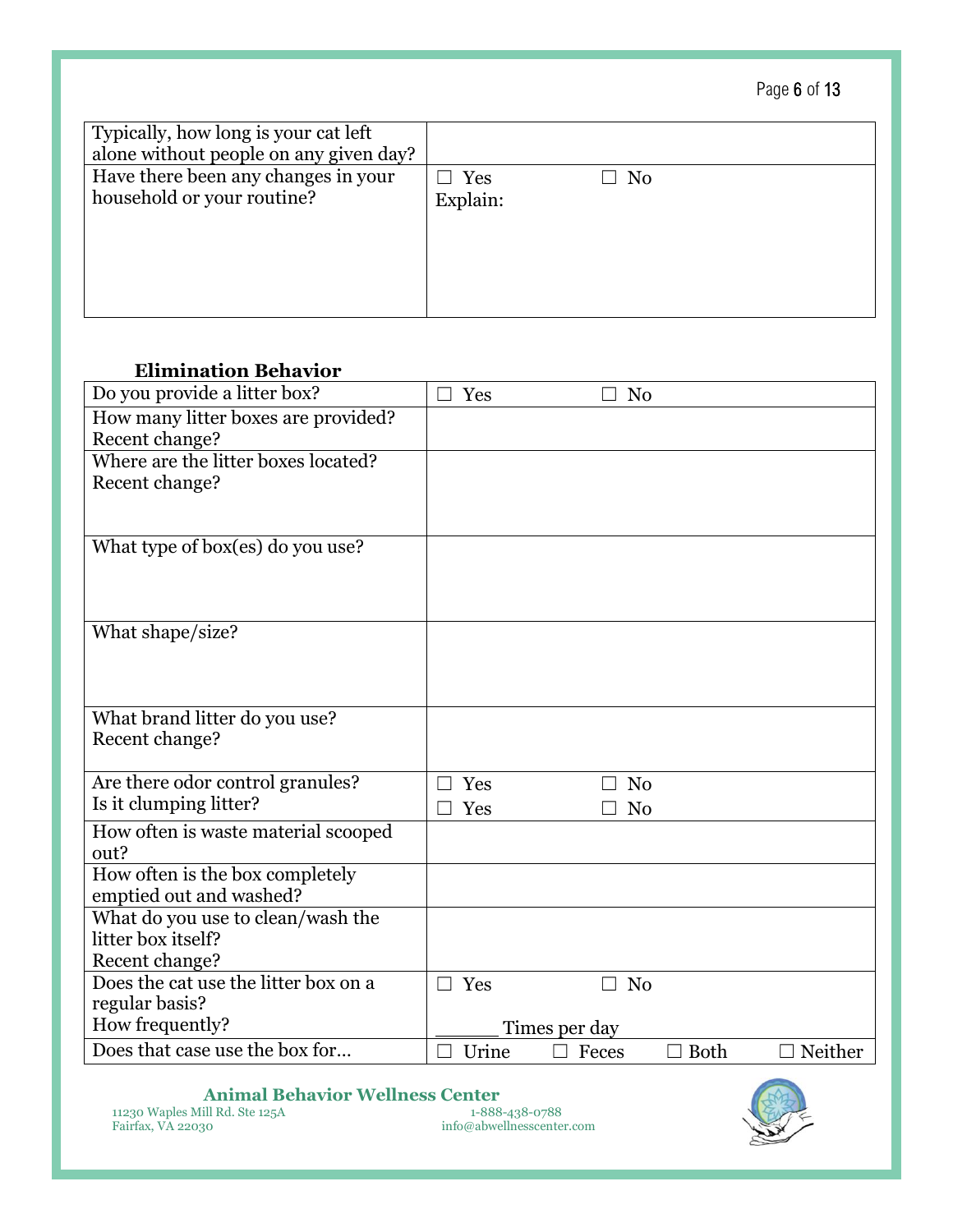| Typically, how long is your cat left alone without people on any given day? | | | | |
|---|---|---|---|---|
| Have there been any changes in your household or your routine? | ☐ Yes<br>Explain: | ☐ No | | |

### Elimination Behavior

| Do you provide a litter box? | ☐ Yes | ☐ No | | |
|---|---|---|---|---|
| How many litter boxes are provided?<br>Recent change? | | | | |
| Where are the litter boxes located?<br>Recent change? | | | | |
| What type of box(es) do you use? | | | | |
| What shape/size? | | | | |
| What brand litter do you use?<br>Recent change? | | | | |
| Are there odor control granules?<br>Is it clumping litter? | ☐ Yes<br>☐ Yes | ☐ No<br>☐ No | | |
| How often is waste material scooped out? | | | | |
| How often is the box completely emptied out and washed? | | | | |
| What do you use to clean/wash the litter box itself?<br>Recent change? | | | | |
| Does the cat use the litter box on a regular basis?<br>How frequently? | ☐ Yes<br>______ Times per day | ☐ No | | |
| Does that case use the box for… | ☐ Urine | ☐ Feces | ☐ Both | ☐ Neither |

**Animal Behavior Wellness Center**
11230 Waples Mill Rd. Ste 125A
Fairfax, VA 22030
1-888-438-0788
info@abwellnesscenter.com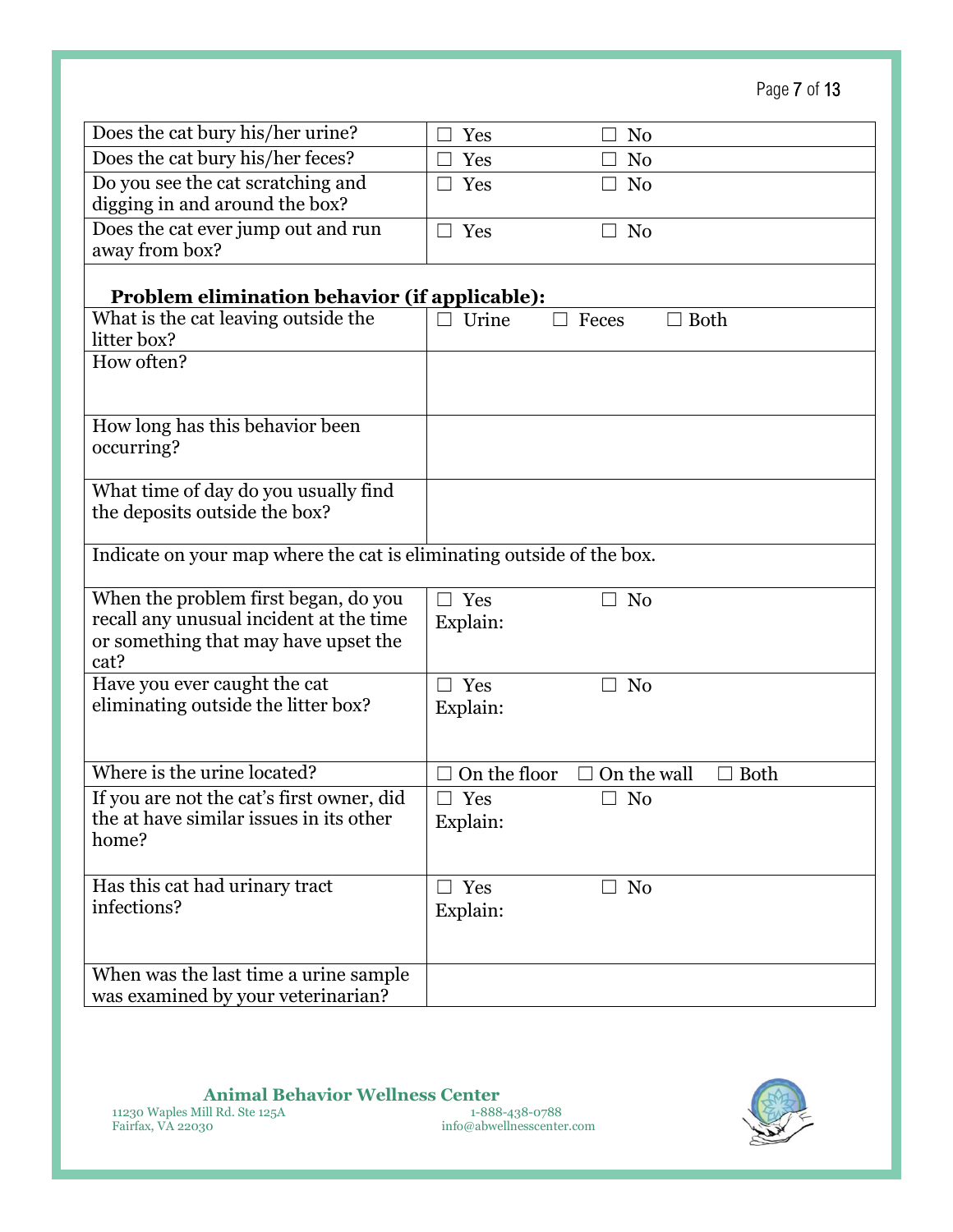| | |
|---|---|
| Does the cat bury his/her urine? | ☐ Yes ☐ No |
| Does the cat bury his/her feces? | ☐ Yes ☐ No |
| Do you see the cat scratching and digging in and around the box? | ☐ Yes ☐ No |
| Does the cat ever jump out and run away from box? | ☐ Yes ☐ No |

**Problem elimination behavior (if applicable):**

| | |
|---|---|
| What is the cat leaving outside the litter box? | ☐ Urine ☐ Feces ☐ Both |
| How often? | |
| How long has this behavior been occurring? | |
| What time of day do you usually find the deposits outside the box? | |
| Indicate on your map where the cat is eliminating outside of the box. | |
| When the problem first began, do you recall any unusual incident at the time or something that may have upset the cat? | ☐ Yes ☐ No<br>Explain: |
| Have you ever caught the cat eliminating outside the litter box? | ☐ Yes ☐ No<br>Explain: |
| Where is the urine located? | ☐ On the floor ☐ On the wall ☐ Both |
| If you are not the cat's first owner, did the at have similar issues in its other home? | ☐ Yes ☐ No<br>Explain: |
| Has this cat had urinary tract infections? | ☐ Yes ☐ No<br>Explain: |
| When was the last time a urine sample was examined by your veterinarian? | |

**Animal Behavior Wellness Center**
11230 Waples Mill Rd. Ste 125A
Fairfax, VA 22030
1-888-438-0788
info@abwellnesscenter.com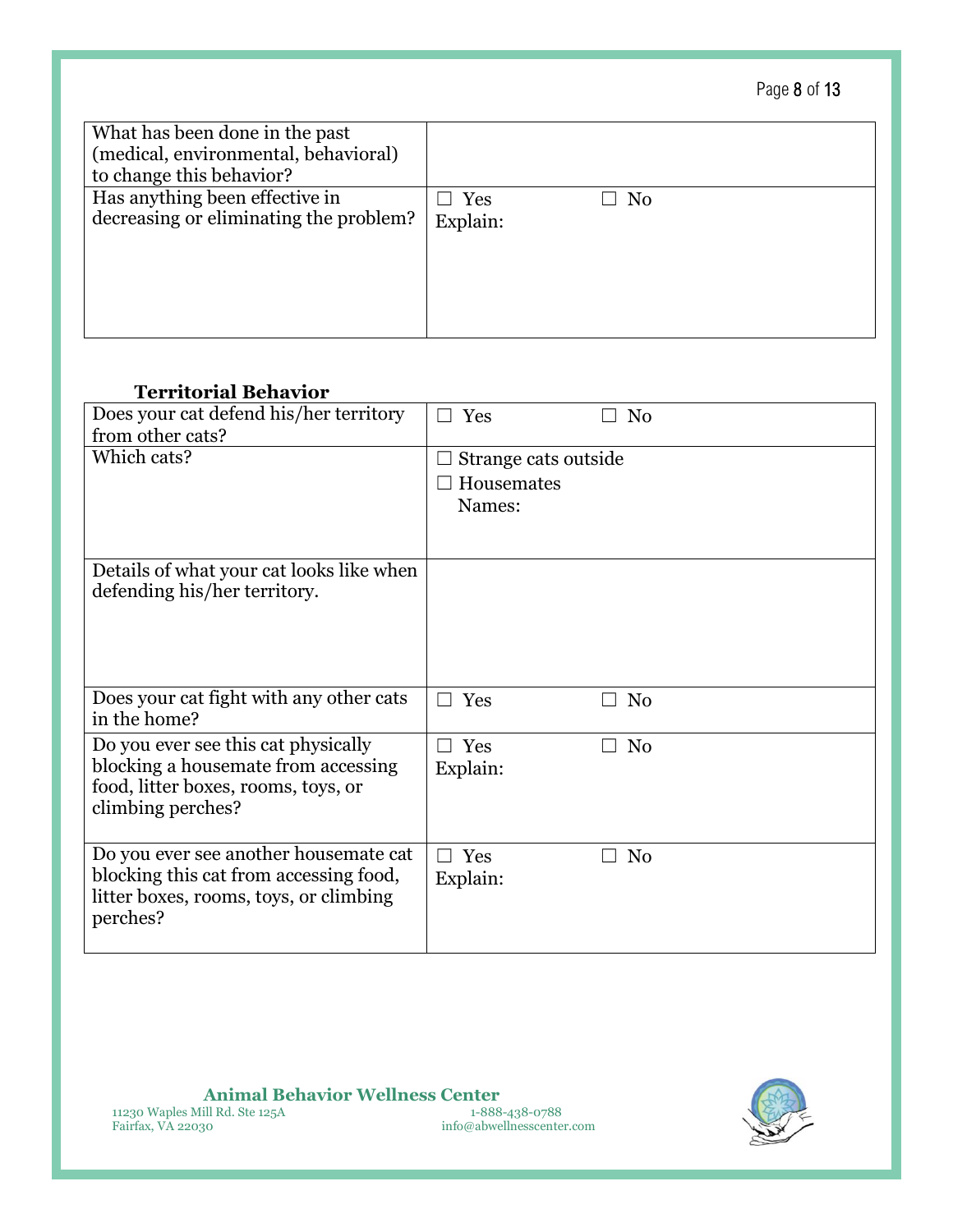| What has been done in the past (medical, environmental, behavioral) to change this behavior? | |
|---|---|
| Has anything been effective in decreasing or eliminating the problem? | ☐ Yes ☐ No<br>Explain: |

**Territorial Behavior**

| Does your cat defend his/her territory from other cats? | ☐ Yes ☐ No |
|---|---|
| Which cats? | ☐ Strange cats outside<br>☐ Housemates<br>Names: |
| Details of what your cat looks like when defending his/her territory. | |
| Does your cat fight with any other cats in the home? | ☐ Yes ☐ No |
| Do you ever see this cat physically blocking a housemate from accessing food, litter boxes, rooms, toys, or climbing perches? | ☐ Yes ☐ No<br>Explain: |
| Do you ever see another housemate cat blocking this cat from accessing food, litter boxes, rooms, toys, or climbing perches? | ☐ Yes ☐ No<br>Explain: |

**Animal Behavior Wellness Center**
11230 Waples Mill Rd. Ste 125A
Fairfax, VA 22030
1-888-438-0788
info@abwellnesscenter.com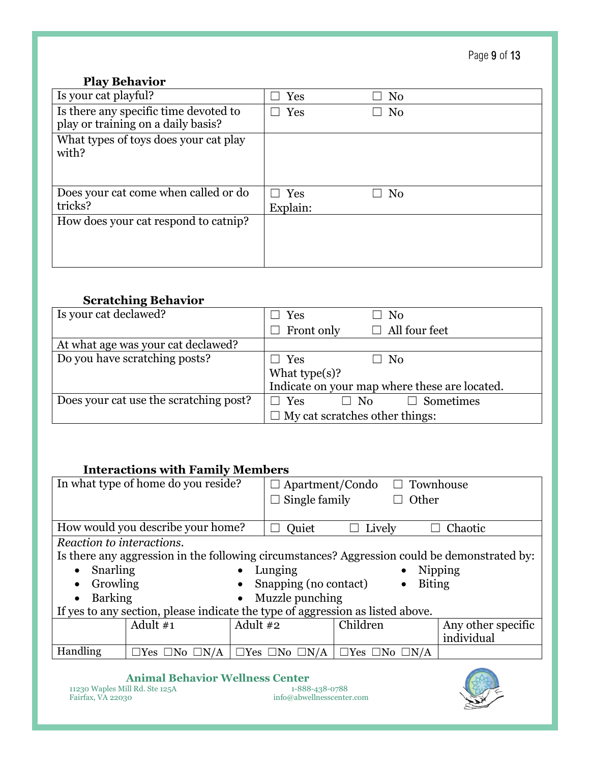### Play Behavior

| Is your cat playful? | ☐ Yes ☐ No |
|---|---|
| Is there any specific time devoted to play or training on a daily basis? | ☐ Yes ☐ No |
| What types of toys does your cat play with? | |
| Does your cat come when called or do tricks? | ☐ Yes ☐ No<br>Explain: |
| How does your cat respond to catnip? | |

### Scratching Behavior

| Is your cat declawed? | ☐ Yes ☐ No<br>☐ Front only ☐ All four feet |
|---|---|
| At what age was your cat declawed? | |
| Do you have scratching posts? | ☐ Yes ☐ No<br>What type(s)?<br>Indicate on your map where these are located. |
| Does your cat use the scratching post? | ☐ Yes ☐ No ☐ Sometimes<br>☐ My cat scratches other things: |

### Interactions with Family Members

| In what type of home do you reside? | ☐ Apartment/Condo ☐ Townhouse<br>☐ Single family ☐ Other |
|---|---|
| How would you describe your home? | ☐ Quiet ☐ Lively ☐ Chaotic |

*Reaction to interactions.*

Is there any aggression in the following circumstances? Aggression could be demonstrated by:

- Snarling
- Growling
- Barking
- Lunging
- Snapping (no contact)
- Muzzle punching
- Nipping
- Biting

If yes to any section, please indicate the type of aggression as listed above.

| | Adult #1 | Adult #2 | Children | Any other specific individual |
|---|---|---|---|---|
| Handling | ☐Yes ☐No ☐N/A | ☐Yes ☐No ☐N/A | ☐Yes ☐No ☐N/A | |

**Animal Behavior Wellness Center**
11230 Waples Mill Rd. Ste 125A
Fairfax, VA 22030
1-888-438-0788
info@abwellnesscenter.com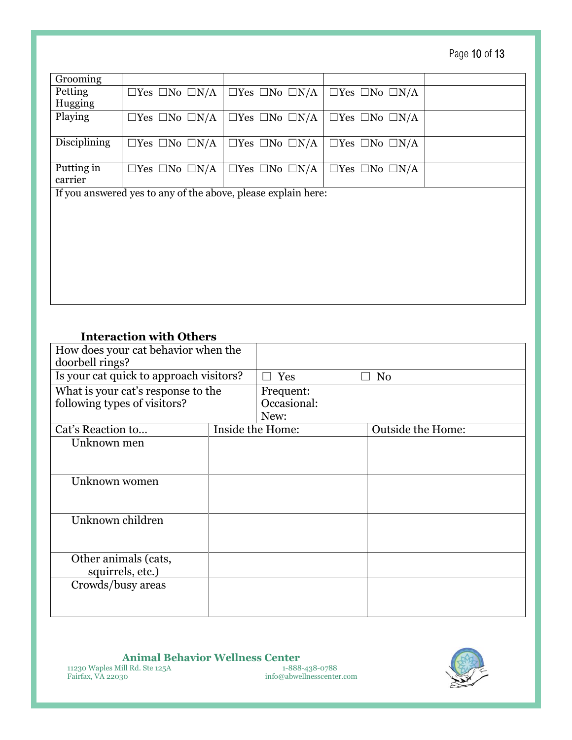| Grooming | | | | |
|---|---|---|---|---|
| Petting Hugging | ☐Yes ☐No ☐N/A | ☐Yes ☐No ☐N/A | ☐Yes ☐No ☐N/A | |
| Playing | ☐Yes ☐No ☐N/A | ☐Yes ☐No ☐N/A | ☐Yes ☐No ☐N/A | |
| Disciplining | ☐Yes ☐No ☐N/A | ☐Yes ☐No ☐N/A | ☐Yes ☐No ☐N/A | |
| Putting in carrier | ☐Yes ☐No ☐N/A | ☐Yes ☐No ☐N/A | ☐Yes ☐No ☐N/A | |
| If you answered yes to any of the above, please explain here: | | | | |

### Interaction with Others

| How does your cat behavior when the doorbell rings? | |
|---|---|
| Is your cat quick to approach visitors? | ☐ Yes ☐ No |
| What is your cat's response to the following types of visitors? | Frequent:<br>Occasional:<br>New: |

| Cat's Reaction to... | Inside the Home: | Outside the Home: |
|---|---|---|
| Unknown men | | |
| Unknown women | | |
| Unknown children | | |
| Other animals (cats, squirrels, etc.) | | |
| Crowds/busy areas | | |

**Animal Behavior Wellness Center**
11230 Waples Mill Rd. Ste 125A
Fairfax, VA 22030
1-888-438-0788
info@abwellnesscenter.com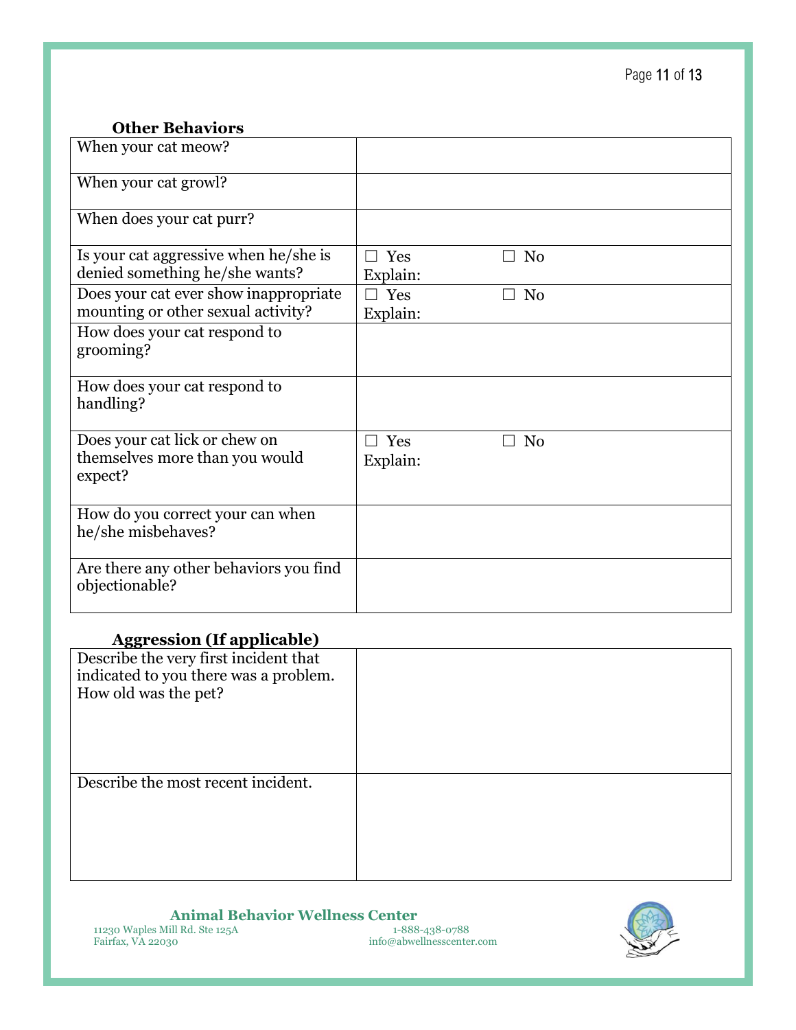### Other Behaviors

| | |
|---|---|
| When your cat meow? | |
| When your cat growl? | |
| When does your cat purr? | |
| Is your cat aggressive when he/she is denied something he/she wants? | ☐ Yes ☐ No<br>Explain: |
| Does your cat ever show inappropriate mounting or other sexual activity? | ☐ Yes ☐ No<br>Explain: |
| How does your cat respond to grooming? | |
| How does your cat respond to handling? | |
| Does your cat lick or chew on themselves more than you would expect? | ☐ Yes ☐ No<br>Explain: |
| How do you correct your can when he/she misbehaves? | |
| Are there any other behaviors you find objectionable? | |

### Aggression (If applicable)

| | |
|---|---|
| Describe the very first incident that indicated to you there was a problem. How old was the pet? | |
| Describe the most recent incident. | |

**Animal Behavior Wellness Center**
11230 Waples Mill Rd. Ste 125A
Fairfax, VA 22030
1-888-438-0788
info@abwellnesscenter.com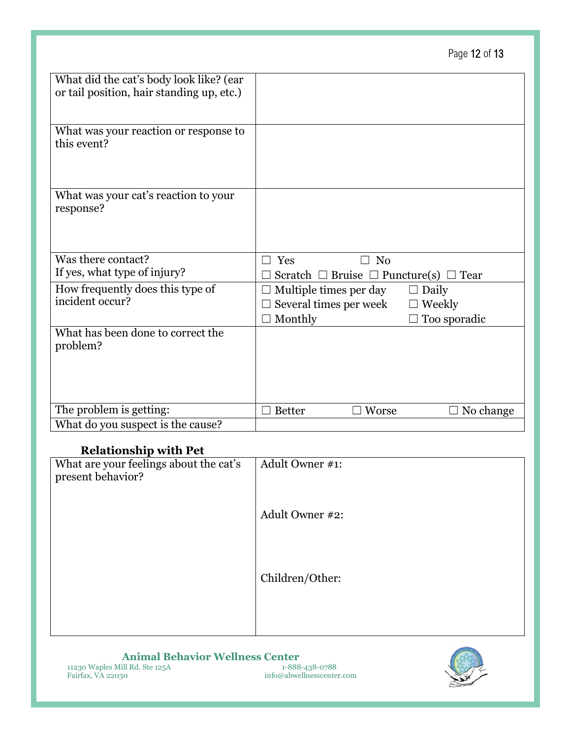| What did the cat's body look like? (ear or tail position, hair standing up, etc.) | |
|---|---|
| What was your reaction or response to this event? | |
| What was your cat's reaction to your response? | |
| Was there contact?<br>If yes, what type of injury? | ☐ Yes ☐ No<br>☐ Scratch ☐ Bruise ☐ Puncture(s) ☐ Tear |
| How frequently does this type of incident occur? | ☐ Multiple times per day ☐ Daily<br>☐ Several times per week ☐ Weekly<br>☐ Monthly ☐ Too sporadic |
| What has been done to correct the problem? | |
| The problem is getting: | ☐ Better ☐ Worse ☐ No change |
| What do you suspect is the cause? | |

**Relationship with Pet**

| What are your feelings about the cat's present behavior? | Adult Owner #1:<br><br>Adult Owner #2:<br><br>Children/Other: |
|---|---|

**Animal Behavior Wellness Center**

11230 Waples Mill Rd. Ste 125A
Fairfax, VA 22030

1-888-438-0788
info@abwellnesscenter.com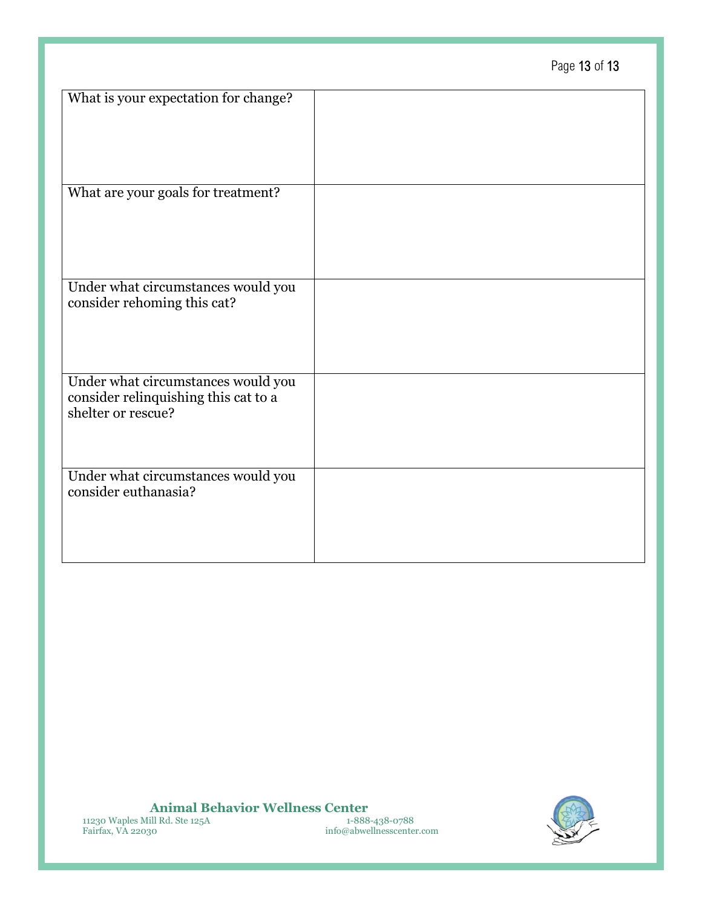| | |
|---|---|
| What is your expectation for change? | |
| What are your goals for treatment? | |
| Under what circumstances would you consider rehoming this cat? | |
| Under what circumstances would you consider relinquishing this cat to a shelter or rescue? | |
| Under what circumstances would you consider euthanasia? | |

**Animal Behavior Wellness Center**
11230 Waples Mill Rd. Ste 125A
Fairfax, VA 22030
1-888-438-0788
info@abwellnesscenter.com